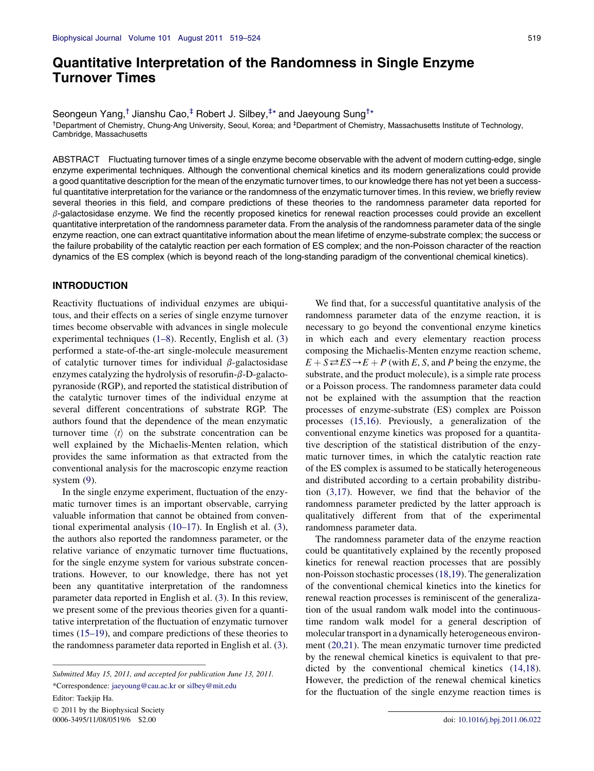# Quantitative Interpretation of the Randomness in Single Enzyme Turnover Times

Seongeun Yang,[†] Jianshu Cao,[‡] Robert J. Silbey,[‡*] and Jaeyoung Sung[†*]

[†]Department of Chemistry, Chung-Ang University, Seoul, Korea; and [‡]Department of Chemistry, Massachusetts Institute of Technology, Cambridge, Massachusetts

ABSTRACT Fluctuating turnover times of a single enzyme become observable with the advent of modern cutting-edge, single enzyme experimental techniques. Although the conventional chemical kinetics and its modern generalizations could provide a good quantitative description for the mean of the enzymatic turnover times, to our knowledge there has not yet been a successful quantitative interpretation for the variance or the randomness of the enzymatic turnover times. In this review, we briefly review several theories in this field, and compare predictions of these theories to the randomness parameter data reported for $\beta$-galactosidase enzyme. We find the recently proposed kinetics for renewal reaction processes could provide an excellent quantitative interpretation of the randomness parameter data. From the analysis of the randomness parameter data of the single enzyme reaction, one can extract quantitative information about the mean lifetime of enzyme-substrate complex; the success or the failure probability of the catalytic reaction per each formation of ES complex; and the non-Poisson character of the reaction dynamics of the ES complex (which is beyond reach of the long-standing paradigm of the conventional chemical kinetics).

## INTRODUCTION

Reactivity fluctuations of individual enzymes are ubiquitous, and their effects on a series of single enzyme turnover times become observable with advances in single molecule experimental techniques (1–8). Recently, English et al. (3) performed a state-of-the-art single-molecule measurement of catalytic turnover times for individual $\beta$-galactosidase enzymes catalyzing the hydrolysis of resorufin-$\beta$-D-galactopyranoside (RGP), and reported the statistical distribution of the catalytic turnover times of the individual enzyme at several different concentrations of substrate RGP. The authors found that the dependence of the mean enzymatic turnover time $\langle t \rangle$ on the substrate concentration can be well explained by the Michaelis-Menten relation, which provides the same information as that extracted from the conventional analysis for the macroscopic enzyme reaction system (9).

In the single enzyme experiment, fluctuation of the enzymatic turnover times is an important observable, carrying valuable information that cannot be obtained from conventional experimental analysis (10–17). In English et al. (3), the authors also reported the randomness parameter, or the relative variance of enzymatic turnover time fluctuations, for the single enzyme system for various substrate concentrations. However, to our knowledge, there has not yet been any quantitative interpretation of the randomness parameter data reported in English et al. (3). In this review, we present some of the previous theories given for a quantitative interpretation of the fluctuation of enzymatic turnover times (15–19), and compare predictions of these theories to the randomness parameter data reported in English et al. (3).

We find that, for a successful quantitative analysis of the randomness parameter data of the enzyme reaction, it is necessary to go beyond the conventional enzyme kinetics in which each and every elementary reaction process composing the Michaelis-Menten enzyme reaction scheme, $E + S \rightleftarrows ES \rightarrow E + P$ (with $E$, $S$, and $P$ being the enzyme, the substrate, and the product molecule), is a simple rate process or a Poisson process. The randomness parameter data could not be explained with the assumption that the reaction processes of enzyme-substrate (ES) complex are Poisson processes (15,16). Previously, a generalization of the conventional enzyme kinetics was proposed for a quantitative description of the statistical distribution of the enzymatic turnover times, in which the catalytic reaction rate of the ES complex is assumed to be statically heterogeneous and distributed according to a certain probability distribution (3,17). However, we find that the behavior of the randomness parameter predicted by the latter approach is qualitatively different from that of the experimental randomness parameter data.

The randomness parameter data of the enzyme reaction could be quantitatively explained by the recently proposed kinetics for renewal reaction processes that are possibly non-Poisson stochastic processes (18,19). The generalization of the conventional chemical kinetics into the kinetics for renewal reaction processes is reminiscent of the generalization of the usual random walk model into the continuous-time random walk model for a general description of molecular transport in a dynamically heterogeneous environment (20,21). The mean enzymatic turnover time predicted by the renewal chemical kinetics is equivalent to that predicted by the conventional chemical kinetics (14,18). However, the prediction of the renewal chemical kinetics for the fluctuation of the single enzyme reaction times is

Submitted May 15, 2011, and accepted for publication June 13, 2011.

*Correspondence: jaeyoung@cau.ac.kr or silbey@mit.edu

Editor: Taekjip Ha.

© 2011 by the Biophysical Society
0006-3495/11/08/0519/6 $2.00

doi: 10.1016/j.bpj.2011.06.022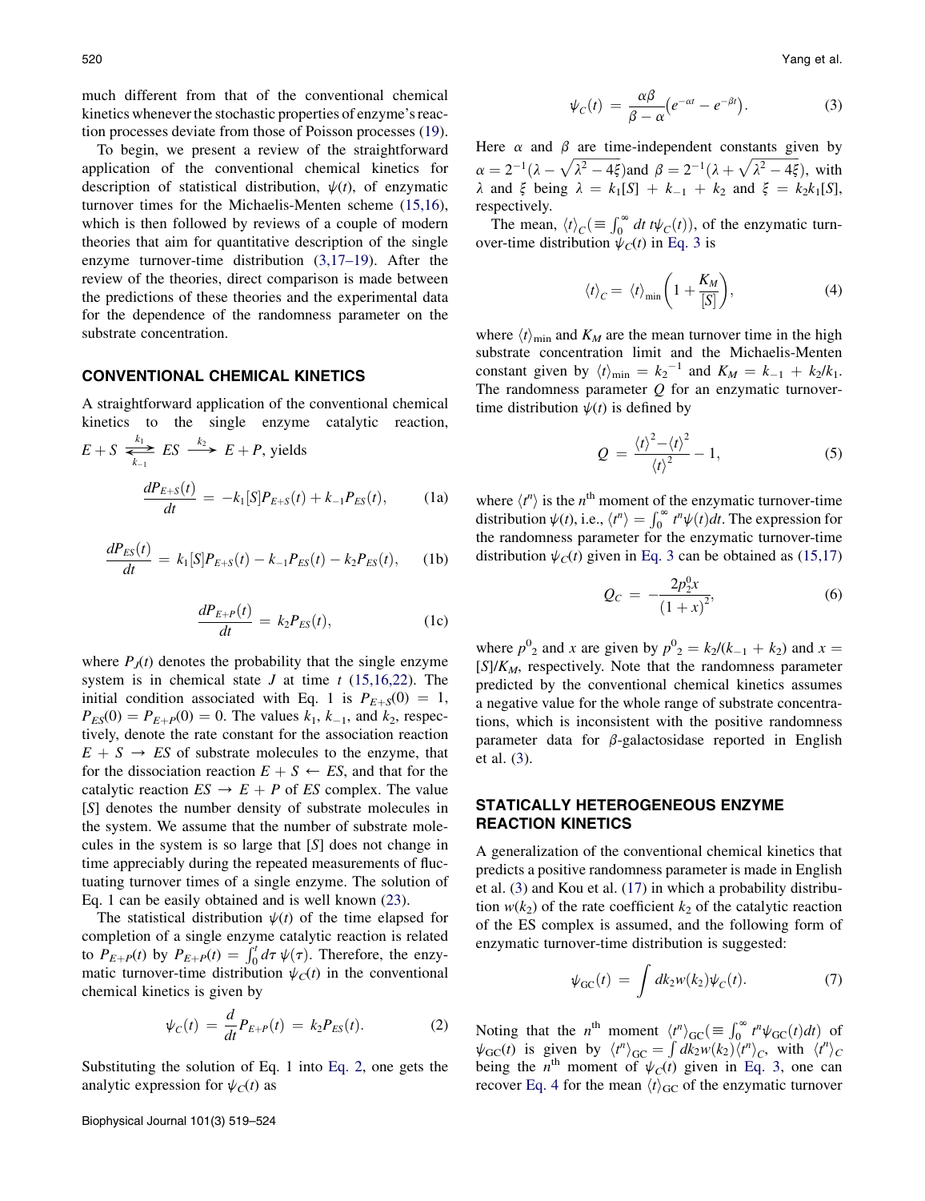much different from that of the conventional chemical kinetics whenever the stochastic properties of enzyme's reaction processes deviate from those of Poisson processes (19).

To begin, we present a review of the straightforward application of the conventional chemical kinetics for description of statistical distribution, $\psi(t)$, of enzymatic turnover times for the Michaelis-Menten scheme (15,16), which is then followed by reviews of a couple of modern theories that aim for quantitative description of the single enzyme turnover-time distribution (3,17–19). After the review of the theories, direct comparison is made between the predictions of these theories and the experimental data for the dependence of the randomness parameter on the substrate concentration.

## CONVENTIONAL CHEMICAL KINETICS

A straightforward application of the conventional chemical kinetics to the single enzyme catalytic reaction, $E + S \underset{k_{-1}}{\overset{k_1}{\rightleftarrows}} ES \xrightarrow{k_2} E + P$, yields

$$\frac{dP_{E+S}(t)}{dt} = -k_1[S]P_{E+S}(t) + k_{-1}P_{ES}(t), \tag{1a}$$

$$\frac{dP_{ES}(t)}{dt} = k_1[S]P_{E+S}(t) - k_{-1}P_{ES}(t) - k_2P_{ES}(t), \tag{1b}$$

$$\frac{dP_{E+P}(t)}{dt} = k_2P_{ES}(t), \tag{1c}$$

where $P_J(t)$ denotes the probability that the single enzyme system is in chemical state $J$ at time $t$ (15,16,22). The initial condition associated with Eq. 1 is $P_{E+S}(0) = 1$, $P_{ES}(0) = P_{E+P}(0) = 0$. The values $k_1$, $k_{-1}$, and $k_2$, respectively, denote the rate constant for the association reaction $E + S \rightarrow ES$ of substrate molecules to the enzyme, that for the dissociation reaction $E + S \leftarrow ES$, and that for the catalytic reaction $ES \rightarrow E + P$ of $ES$ complex. The value $[S]$ denotes the number density of substrate molecules in the system. We assume that the number of substrate molecules in the system is so large that $[S]$ does not change in time appreciably during the repeated measurements of fluctuating turnover times of a single enzyme. The solution of Eq. 1 can be easily obtained and is well known (23).

The statistical distribution $\psi(t)$ of the time elapsed for completion of a single enzyme catalytic reaction is related to $P_{E+P}(t)$ by $P_{E+P}(t) = \int_0^t d\tau\, \psi(\tau)$. Therefore, the enzymatic turnover-time distribution $\psi_C(t)$ in the conventional chemical kinetics is given by

$$\psi_C(t) = \frac{d}{dt}P_{E+P}(t) = k_2P_{ES}(t). \tag{2}$$

Substituting the solution of Eq. 1 into Eq. 2, one gets the analytic expression for $\psi_C(t)$ as

$$\psi_C(t) = \frac{\alpha\beta}{\beta - \alpha}\left(e^{-\alpha t} - e^{-\beta t}\right). \tag{3}$$

Here $\alpha$ and $\beta$ are time-independent constants given by $\alpha = 2^{-1}(\lambda - \sqrt{\lambda^2 - 4\xi})$and $\beta = 2^{-1}(\lambda + \sqrt{\lambda^2 - 4\xi})$, with $\lambda$ and $\xi$ being $\lambda = k_1[S] + k_{-1} + k_2$ and $\xi = k_2k_1[S]$, respectively.

The mean, $\langle t\rangle_C (\equiv \int_0^\infty dt\, t\psi_C(t))$, of the enzymatic turnover-time distribution $\psi_C(t)$ in Eq. 3 is

$$\langle t\rangle_C = \langle t\rangle_{\min}\left(1 + \frac{K_M}{[S]}\right), \tag{4}$$

where $\langle t\rangle_{\min}$ and $K_M$ are the mean turnover time in the high substrate concentration limit and the Michaelis-Menten constant given by $\langle t\rangle_{\min} = k_2^{-1}$ and $K_M = k_{-1} + k_2/k_1$. The randomness parameter $Q$ for an enzymatic turnover-time distribution $\psi(t)$ is defined by

$$Q = \frac{\langle t\rangle^2 - \langle t\rangle^2}{\langle t\rangle^2} - 1, \tag{5}$$

where $\langle t^n\rangle$ is the $n^{\text{th}}$ moment of the enzymatic turnover-time distribution $\psi(t)$, i.e., $\langle t^n\rangle = \int_0^\infty t^n\psi(t)dt$. The expression for the randomness parameter for the enzymatic turnover-time distribution $\psi_C(t)$ given in Eq. 3 can be obtained as (15,17)

$$Q_C = -\frac{2p_2^0x}{(1 + x)^2}, \tag{6}$$

where $p^0{}_2$ and $x$ are given by $p^0{}_2 = k_2/(k_{-1} + k_2)$ and $x = [S]/K_M$, respectively. Note that the randomness parameter predicted by the conventional chemical kinetics assumes a negative value for the whole range of substrate concentrations, which is inconsistent with the positive randomness parameter data for $\beta$-galactosidase reported in English et al. (3).

## STATICALLY HETEROGENEOUS ENZYME REACTION KINETICS

A generalization of the conventional chemical kinetics that predicts a positive randomness parameter is made in English et al. (3) and Kou et al. (17) in which a probability distribution $w(k_2)$ of the rate coefficient $k_2$ of the catalytic reaction of the ES complex is assumed, and the following form of enzymatic turnover-time distribution is suggested:

$$\psi_{\text{GC}}(t) = \int dk_2w(k_2)\psi_C(t). \tag{7}$$

Noting that the $n^{\text{th}}$ moment $\langle t^n\rangle_{\text{GC}} (\equiv \int_0^\infty t^n\psi_{\text{GC}}(t)dt)$ of $\psi_{\text{GC}}(t)$ is given by $\langle t^n\rangle_{\text{GC}} = \int dk_2w(k_2)\langle t^n\rangle_C$, with $\langle t^n\rangle_C$ being the $n^{\text{th}}$ moment of $\psi_C(t)$ given in Eq. 3, one can recover Eq. 4 for the mean $\langle t\rangle_{\text{GC}}$ of the enzymatic turnover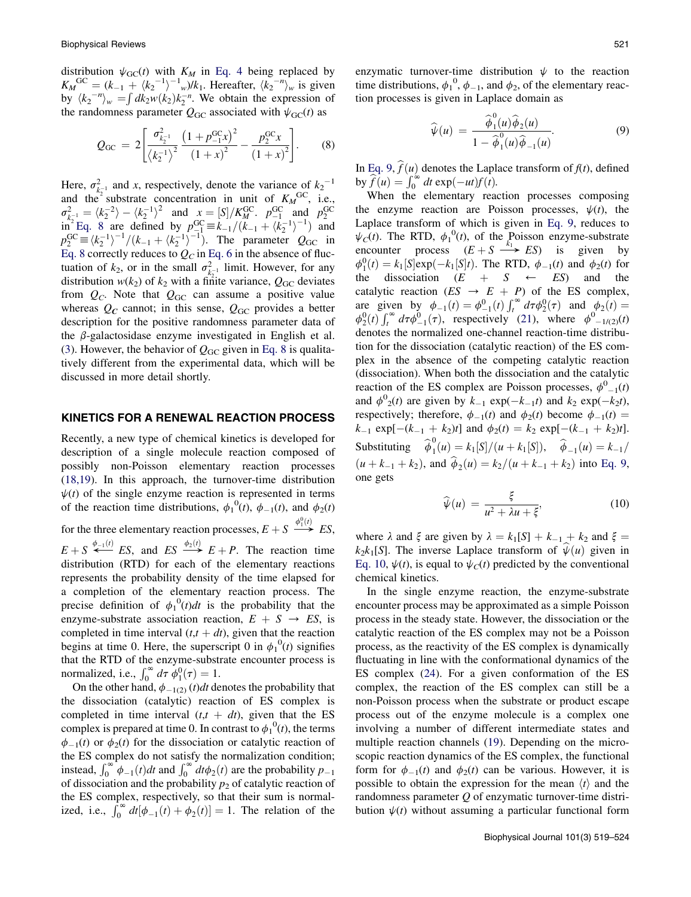distribution $\psi_{GC}(t)$ with $K_M$ in Eq. 4 being replaced by $K_M^{GC} = (k_{-1} + \langle k_2^{-1}\rangle^{-1}{}_w)/k_1$. Hereafter, $\langle k_2^{-n}\rangle_w$ is given by $\langle k_2^{-n}\rangle_w = \int dk_2 w(k_2) k_2^{-n}$. We obtain the expression of the randomness parameter $Q_{GC}$ associated with $\psi_{GC}(t)$ as

$$Q_{GC} = 2\left[\frac{\sigma_{k_2^{-1}}^2}{\langle k_2^{-1}\rangle^2}\frac{\left(1+p_{-1}^{GC}x\right)^2}{(1+x)^2} - \frac{p_2^{GC}x}{(1+x)^2}\right]. \quad (8)$$

Here, $\sigma_{k_2^{-1}}^2$ and $x$, respectively, denote the variance of $k_2^{-1}$ and the substrate concentration in unit of $K_M^{GC}$, i.e., $\sigma_{k_2^{-1}}^2 = \langle k_2^{-2}\rangle - \langle k_2^{-1}\rangle^2$ and $x \equiv [S]/K_M^{GC}$. $p_{-1}^{GC}$ and $p_2^{GC}$ in Eq. 8 are defined by $p_{-1}^{GC} \equiv k_{-1}/(k_{-1} + \langle k_2^{-1}\rangle^{-1})$ and $p_2^{GC} \equiv \langle k_2^{-1}\rangle^{-1}/(k_{-1} + \langle k_2^{-1}\rangle^{-1})$. The parameter $Q_{GC}$ in Eq. 8 correctly reduces to $Q_C$ in Eq. 6 in the absence of fluctuation of $k_2$, or in the small $\sigma_{k_2^{-1}}^2$ limit. However, for any distribution $w(k_2)$ of $k_2$ with a finite variance, $Q_{GC}$ deviates from $Q_C$. Note that $Q_{GC}$ can assume a positive value whereas $Q_C$ cannot; in this sense, $Q_{GC}$ provides a better description for the positive randomness parameter data of the $\beta$-galactosidase enzyme investigated in English et al. (3). However, the behavior of $Q_{GC}$ given in Eq. 8 is qualitatively different from the experimental data, which will be discussed in more detail shortly.

## KINETICS FOR A RENEWAL REACTION PROCESS

Recently, a new type of chemical kinetics is developed for description of a single molecule reaction composed of possibly non-Poisson elementary reaction processes (18,19). In this approach, the turnover-time distribution $\psi(t)$ of the single enzyme reaction is represented in terms of the reaction time distributions, $\phi_1^0(t)$, $\phi_{-1}(t)$, and $\phi_2(t)$ for the three elementary reaction processes, $E + S \xrightarrow{\phi_1^0(t)} ES$, $E + S \xleftarrow{\phi_{-1}(t)} ES$, and $ES \xrightarrow{\phi_2(t)} E + P$. The reaction time distribution (RTD) for each of the elementary reactions represents the probability density of the time elapsed for a completion of the elementary reaction process. The precise definition of $\phi_1^0(t)dt$ is the probability that the enzyme-substrate association reaction, $E + S \rightarrow ES$, is completed in time interval $(t, t + dt)$, given that the reaction begins at time 0. Here, the superscript 0 in $\phi_1^0(t)$ signifies that the RTD of the enzyme-substrate encounter process is normalized, i.e., $\int_0^\infty d\tau\, \phi_1^0(\tau) = 1$.

On the other hand, $\phi_{-1(2)}(t)dt$ denotes the probability that the dissociation (catalytic) reaction of ES complex is completed in time interval $(t, t + dt)$, given that the ES complex is prepared at time 0. In contrast to $\phi_1^0(t)$, the terms $\phi_{-1}(t)$ or $\phi_2(t)$ for the dissociation or catalytic reaction of the ES complex do not satisfy the normalization condition; instead, $\int_0^\infty \phi_{-1}(t)dt$ and $\int_0^\infty dt\phi_2(t)$ are the probability $p_{-1}$ of dissociation and the probability $p_2$ of catalytic reaction of the ES complex, respectively, so that their sum is normalized, i.e., $\int_0^\infty dt[\phi_{-1}(t) + \phi_2(t)] = 1$. The relation of the enzymatic turnover-time distribution $\psi$ to the reaction time distributions, $\phi_1^0$, $\phi_{-1}$, and $\phi_2$, of the elementary reaction processes is given in Laplace domain as

$$\widehat{\psi}(u) = \frac{\widehat{\phi}_1^0(u)\widehat{\phi}_2(u)}{1 - \widehat{\phi}_1^0(u)\widehat{\phi}_{-1}(u)}. \quad (9)$$

In Eq. 9, $\widehat{f}(u)$ denotes the Laplace transform of $f(t)$, defined by $\widehat{f}(u) = \int_0^\infty dt \exp(-ut)f(t)$.

When the elementary reaction processes composing the enzyme reaction are Poisson processes, $\psi(t)$, the Laplace transform of which is given in Eq. 9, reduces to $\psi_C(t)$. The RTD, $\phi_1^0(t)$, of the Poisson enzyme-substrate encounter process $(E + S \xrightarrow{k_1} ES)$ is given by $\phi_1^0(t) = k_1[S]\exp(-k_1[S]t)$. The RTD, $\phi_{-1}(t)$ and $\phi_2(t)$ for the dissociation $(E + S \leftarrow ES)$ and the catalytic reaction $(ES \rightarrow E + P)$ of the ES complex, are given by $\phi_{-1}(t) = \phi_{-1}^0(t)\int_t^\infty d\tau\phi_2^0(\tau)$ and $\phi_2(t) = \phi_2^0(t)\int_t^\infty d\tau\phi_{-1}^0(\tau)$, respectively (21), where $\phi^0_{-1/(2)}(t)$ denotes the normalized one-channel reaction-time distribution for the dissociation (catalytic reaction) of the ES complex in the absence of the competing catalytic reaction (dissociation). When both the dissociation and the catalytic reaction of the ES complex are Poisson processes, $\phi^0_{-1}(t)$ and $\phi^0_2(t)$ are given by $k_{-1}\exp(-k_{-1}t)$ and $k_2\exp(-k_2t)$, respectively; therefore, $\phi_{-1}(t)$ and $\phi_2(t)$ become $\phi_{-1}(t) = k_{-1}\exp[-(k_{-1} + k_2)t]$ and $\phi_2(t) = k_2\exp[-(k_{-1} + k_2)t]$. Substituting $\widehat{\phi}_1^0(u) = k_1[S]/(u + k_1[S])$, $\widehat{\phi}_{-1}(u) = k_{-1}/(u + k_{-1} + k_2)$, and $\widehat{\phi}_2(u) = k_2/(u + k_{-1} + k_2)$ into Eq. 9, one gets

$$\widehat{\psi}(u) = \frac{\xi}{u^2 + \lambda u + \xi}, \quad (10)$$

where $\lambda$ and $\xi$ are given by $\lambda = k_1[S] + k_{-1} + k_2$ and $\xi = k_2k_1[S]$. The inverse Laplace transform of $\widehat{\psi}(u)$ given in Eq. 10, $\psi(t)$, is equal to $\psi_C(t)$ predicted by the conventional chemical kinetics.

In the single enzyme reaction, the enzyme-substrate encounter process may be approximated as a simple Poisson process in the steady state. However, the dissociation or the catalytic reaction of the ES complex may not be a Poisson process, as the reactivity of the ES complex is dynamically fluctuating in line with the conformational dynamics of the ES complex (24). For a given conformation of the ES complex, the reaction of the ES complex can still be a non-Poisson process when the substrate or product escape process out of the enzyme molecule is a complex one involving a number of different intermediate states and multiple reaction channels (19). Depending on the microscopic reaction dynamics of the ES complex, the functional form for $\phi_{-1}(t)$ and $\phi_2(t)$ can be various. However, it is possible to obtain the expression for the mean $\langle t\rangle$ and the randomness parameter $Q$ of enzymatic turnover-time distribution $\psi(t)$ without assuming a particular functional form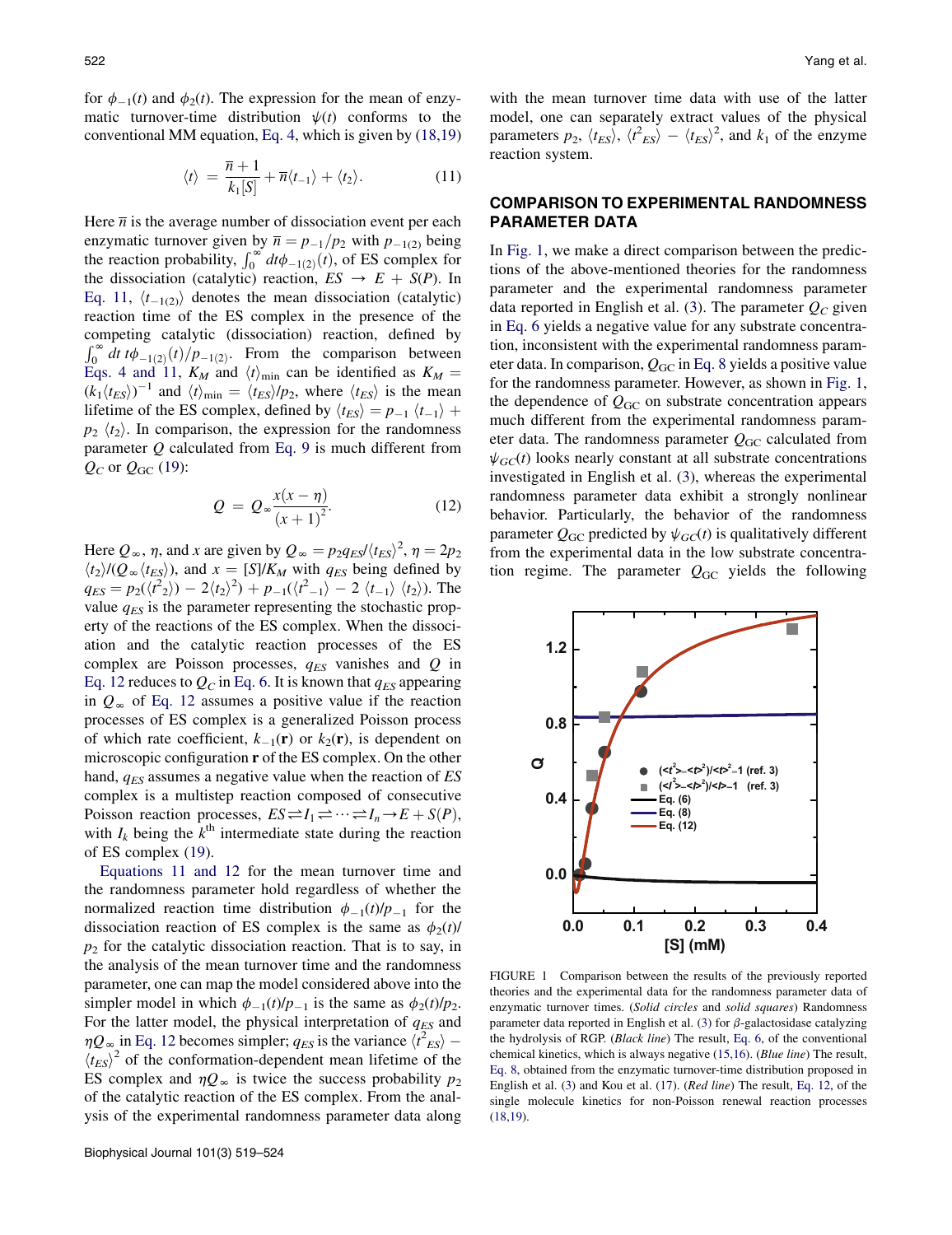for $\phi_{-1}(t)$ and $\phi_2(t)$. The expression for the mean of enzymatic turnover-time distribution $\psi(t)$ conforms to the conventional MM equation, Eq. 4, which is given by (18,19)

$$\langle t \rangle = \frac{\overline{n}+1}{k_1[S]} + \overline{n}\langle t_{-1} \rangle + \langle t_2 \rangle. \tag{11}$$

Here $\overline{n}$ is the average number of dissociation event per each enzymatic turnover given by $\overline{n} = p_{-1}/p_2$ with $p_{-1(2)}$ being the reaction probability, $\int_0^\infty dt\phi_{-1(2)}(t)$, of ES complex for the dissociation (catalytic) reaction, $ES \rightarrow E + S(P)$. In Eq. 11, $\langle t_{-1(2)} \rangle$ denotes the mean dissociation (catalytic) reaction time of the ES complex in the presence of the competing catalytic (dissociation) reaction, defined by $\int_0^\infty dt\, t\phi_{-1(2)}(t)/p_{-1(2)}$. From the comparison between Eqs. 4 and 11, $K_M$ and $\langle t \rangle_{\min}$ can be identified as $K_M = (k_1\langle t_{ES} \rangle)^{-1}$ and $\langle t \rangle_{\min} = \langle t_{ES} \rangle / p_2$, where $\langle t_{ES} \rangle$ is the mean lifetime of the ES complex, defined by $\langle t_{ES} \rangle = p_{-1}\langle t_{-1} \rangle + p_2\langle t_2 \rangle$. In comparison, the expression for the randomness parameter $Q$ calculated from Eq. 9 is much different from $Q_C$ or $Q_{GC}$ (19):

$$Q = Q_\infty \frac{x(x-\eta)}{(x+1)^2}. \tag{12}$$

Here $Q_\infty$, $\eta$, and $x$ are given by $Q_\infty = p_2 q_{ES}/\langle t_{ES} \rangle^2$, $\eta = 2p_2\langle t_2 \rangle/(Q_\infty \langle t_{ES} \rangle)$, and $x = [S]/K_M$ with $q_{ES}$ being defined by $q_{ES} = p_2(\langle t_2^2 \rangle) - 2\langle t_2 \rangle^2) + p_{-1}(\langle t_{-1}^2 \rangle - 2\langle t_{-1} \rangle \langle t_2 \rangle)$. The value $q_{ES}$ is the parameter representing the stochastic property of the reactions of the ES complex. When the dissociation and the catalytic reaction processes of the ES complex are Poisson processes, $q_{ES}$ vanishes and $Q$ in Eq. 12 reduces to $Q_C$ in Eq. 6. It is known that $q_{ES}$ appearing in $Q_\infty$ of Eq. 12 assumes a positive value if the reaction processes of ES complex is a generalized Poisson process of which rate coefficient, $k_{-1}(\mathbf{r})$ or $k_2(\mathbf{r})$, is dependent on microscopic configuration $\mathbf{r}$ of the ES complex. On the other hand, $q_{ES}$ assumes a negative value when the reaction of $ES$ complex is a multistep reaction composed of consecutive Poisson reaction processes, $ES \rightleftharpoons I_1 \rightleftharpoons \cdots \rightleftharpoons I_n \rightarrow E + S(P)$, with $I_k$ being the $k^{\text{th}}$ intermediate state during the reaction of ES complex (19).

Equations 11 and 12 for the mean turnover time and the randomness parameter hold regardless of whether the normalized reaction time distribution $\phi_{-1}(t)/p_{-1}$ for the dissociation reaction of ES complex is the same as $\phi_2(t)/p_2$ for the catalytic dissociation reaction. That is to say, in the analysis of the mean turnover time and the randomness parameter, one can map the model considered above into the simpler model in which $\phi_{-1}(t)/p_{-1}$ is the same as $\phi_2(t)/p_2$. For the latter model, the physical interpretation of $q_{ES}$ and $\eta Q_\infty$ in Eq. 12 becomes simpler; $q_{ES}$ is the variance $\langle t_{ES}^2 \rangle - \langle t_{ES} \rangle^2$ of the conformation-dependent mean lifetime of the ES complex and $\eta Q_\infty$ is twice the success probability $p_2$ of the catalytic reaction of the ES complex. From the analysis of the experimental randomness parameter data along with the mean turnover time data with use of the latter model, one can separately extract values of the physical parameters $p_2$, $\langle t_{ES} \rangle$, $\langle t_{ES}^2 \rangle - \langle t_{ES} \rangle^2$, and $k_1$ of the enzyme reaction system.

## COMPARISON TO EXPERIMENTAL RANDOMNESS PARAMETER DATA

In Fig. 1, we make a direct comparison between the predictions of the above-mentioned theories for the randomness parameter and the experimental randomness parameter data reported in English et al. (3). The parameter $Q_C$ given in Eq. 6 yields a negative value for any substrate concentration, inconsistent with the experimental randomness parameter data. In comparison, $Q_{GC}$ in Eq. 8 yields a positive value for the randomness parameter. However, as shown in Fig. 1, the dependence of $Q_{GC}$ on substrate concentration appears much different from the experimental randomness parameter data. The randomness parameter $Q_{GC}$ calculated from $\psi_{GC}(t)$ looks nearly constant at all substrate concentrations investigated in English et al. (3), whereas the experimental randomness parameter data exhibit a strongly nonlinear behavior. Particularly, the behavior of the randomness parameter $Q_{GC}$ predicted by $\psi_{GC}(t)$ is qualitatively different from the experimental data in the low substrate concentration regime. The parameter $Q_{GC}$ yields the following

FIGURE 1 Comparison between the results of the previously reported theories and the experimental data for the randomness parameter data of enzymatic turnover times. (*Solid circles* and *solid squares*) Randomness parameter data reported in English et al. (3) for $\beta$-galactosidase catalyzing the hydrolysis of RGP. (*Black line*) The result, Eq. 6, of the conventional chemical kinetics, which is always negative (15,16). (*Blue line*) The result, Eq. 8, obtained from the enzymatic turnover-time distribution proposed in English et al. (3) and Kou et al. (17). (*Red line*) The result, Eq. 12, of the single molecule kinetics for non-Poisson renewal reaction processes (18,19).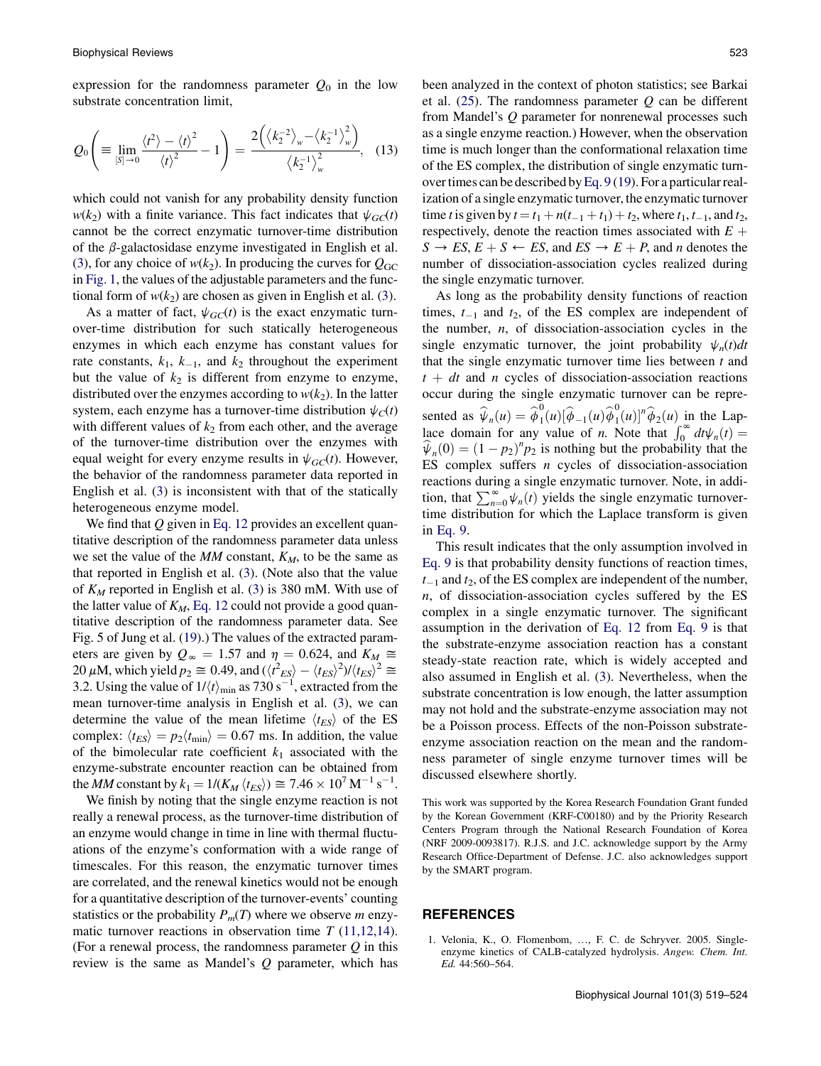expression for the randomness parameter $Q_0$ in the low substrate concentration limit,

$$Q_0\left(\equiv \lim_{[S]\to 0} \frac{\langle t^2\rangle - \langle t\rangle^2}{\langle t\rangle^2} - 1\right) = \frac{2\left(\left\langle k_2^{-2}\right\rangle_w - \left\langle k_2^{-1}\right\rangle_w^2\right)}{\left\langle k_2^{-1}\right\rangle_w^2}, \quad (13)$$

which could not vanish for any probability density function $w(k_2)$ with a finite variance. This fact indicates that $\psi_{GC}(t)$ cannot be the correct enzymatic turnover-time distribution of the $\beta$-galactosidase enzyme investigated in English et al. (3), for any choice of $w(k_2)$. In producing the curves for $Q_{GC}$ in Fig. 1, the values of the adjustable parameters and the functional form of $w(k_2)$ are chosen as given in English et al. (3).

As a matter of fact, $\psi_{GC}(t)$ is the exact enzymatic turnover-time distribution for such statically heterogeneous enzymes in which each enzyme has constant values for rate constants, $k_1$, $k_{-1}$, and $k_2$ throughout the experiment but the value of $k_2$ is different from enzyme to enzyme, distributed over the enzymes according to $w(k_2)$. In the latter system, each enzyme has a turnover-time distribution $\psi_C(t)$ with different values of $k_2$ from each other, and the average of the turnover-time distribution over the enzymes with equal weight for every enzyme results in $\psi_{GC}(t)$. However, the behavior of the randomness parameter data reported in English et al. (3) is inconsistent with that of the statically heterogeneous enzyme model.

We find that $Q$ given in Eq. 12 provides an excellent quantitative description of the randomness parameter data unless we set the value of the *MM* constant, $K_M$, to be the same as that reported in English et al. (3). (Note also that the value of $K_M$ reported in English et al. (3) is 380 mM. With use of the latter value of $K_M$, Eq. 12 could not provide a good quantitative description of the randomness parameter data. See Fig. 5 of Jung et al. (19).) The values of the extracted parameters are given by $Q_\infty = 1.57$ and $\eta = 0.624$, and $K_M \cong 20\,\mu$M, which yield $p_2 \cong 0.49$, and $(\langle t_{ES}^2\rangle - \langle t_{ES}\rangle^2)/\langle t_{ES}\rangle^2 \cong 3.2$. Using the value of $1/\langle t\rangle_{\min}$ as 730 $s^{-1}$, extracted from the mean turnover-time analysis in English et al. (3), we can determine the value of the mean lifetime $\langle t_{ES}\rangle$ of the ES complex: $\langle t_{ES}\rangle = p_2\langle t_{\min}\rangle = 0.67$ ms. In addition, the value of the bimolecular rate coefficient $k_1$ associated with the enzyme-substrate encounter reaction can be obtained from the *MM* constant by $k_1 = 1/(K_M\,\langle t_{ES}\rangle) \cong 7.46 \times 10^7\,M^{-1}\,s^{-1}$.

We finish by noting that the single enzyme reaction is not really a renewal process, as the turnover-time distribution of an enzyme would change in time in line with thermal fluctuations of the enzyme's conformation with a wide range of timescales. For this reason, the enzymatic turnover times are correlated, and the renewal kinetics would not be enough for a quantitative description of the turnover-events' counting statistics or the probability $P_m(T)$ where we observe $m$ enzymatic turnover reactions in observation time $T$ (11,12,14). (For a renewal process, the randomness parameter $Q$ in this review is the same as Mandel's $Q$ parameter, which has been analyzed in the context of photon statistics; see Barkai et al. (25). The randomness parameter $Q$ can be different from Mandel's $Q$ parameter for nonrenewal processes such as a single enzyme reaction.) However, when the observation time is much longer than the conformational relaxation time of the ES complex, the distribution of single enzymatic turnover times can be described by Eq. 9 (19). For a particular realization of a single enzymatic turnover, the enzymatic turnover time $t$ is given by $t = t_1 + n(t_{-1} + t_1) + t_2$, where $t_1$, $t_{-1}$, and $t_2$, respectively, denote the reaction times associated with $E + S \rightarrow ES$, $E + S \leftarrow ES$, and $ES \rightarrow E + P$, and $n$ denotes the number of dissociation-association cycles realized during the single enzymatic turnover.

As long as the probability density functions of reaction times, $t_{-1}$ and $t_2$, of the ES complex are independent of the number, $n$, of dissociation-association cycles in the single enzymatic turnover, the joint probability $\psi_n(t)dt$ that the single enzymatic turnover time lies between $t$ and $t + dt$ and $n$ cycles of dissociation-association reactions occur during the single enzymatic turnover can be represented as $\widehat{\psi}_n(u) = \widehat{\phi}_1^0(u)[\widehat{\phi}_{-1}(u)\widehat{\phi}_1^0(u)]^n\widehat{\phi}_2(u)$ in the Laplace domain for any value of $n$. Note that $\int_0^\infty dt\psi_n(t) = \widehat{\psi}_n(0) = (1 - p_2)^n p_2$ is nothing but the probability that the ES complex suffers $n$ cycles of dissociation-association reactions during a single enzymatic turnover. Note, in addition, that $\sum_{n=0}^\infty \psi_n(t)$ yields the single enzymatic turnover-time distribution for which the Laplace transform is given in Eq. 9.

This result indicates that the only assumption involved in Eq. 9 is that probability density functions of reaction times, $t_{-1}$ and $t_2$, of the ES complex are independent of the number, $n$, of dissociation-association cycles suffered by the ES complex in a single enzymatic turnover. The significant assumption in the derivation of Eq. 12 from Eq. 9 is that the substrate-enzyme association reaction has a constant steady-state reaction rate, which is widely accepted and also assumed in English et al. (3). Nevertheless, when the substrate concentration is low enough, the latter assumption may not hold and the substrate-enzyme association may not be a Poisson process. Effects of the non-Poisson substrate-enzyme association reaction on the mean and the randomness parameter of single enzyme turnover times will be discussed elsewhere shortly.

This work was supported by the Korea Research Foundation Grant funded by the Korean Government (KRF-C00180) and by the Priority Research Centers Program through the National Research Foundation of Korea (NRF 2009-0093817). R.J.S. and J.C. acknowledge support by the Army Research Office-Department of Defense. J.C. also acknowledges support by the SMART program.

## REFERENCES

1. Velonia, K., O. Flomenbom, …, F. C. de Schryver. 2005. Single-enzyme kinetics of CALB-catalyzed hydrolysis. *Angew. Chem. Int. Ed.* 44:560–564.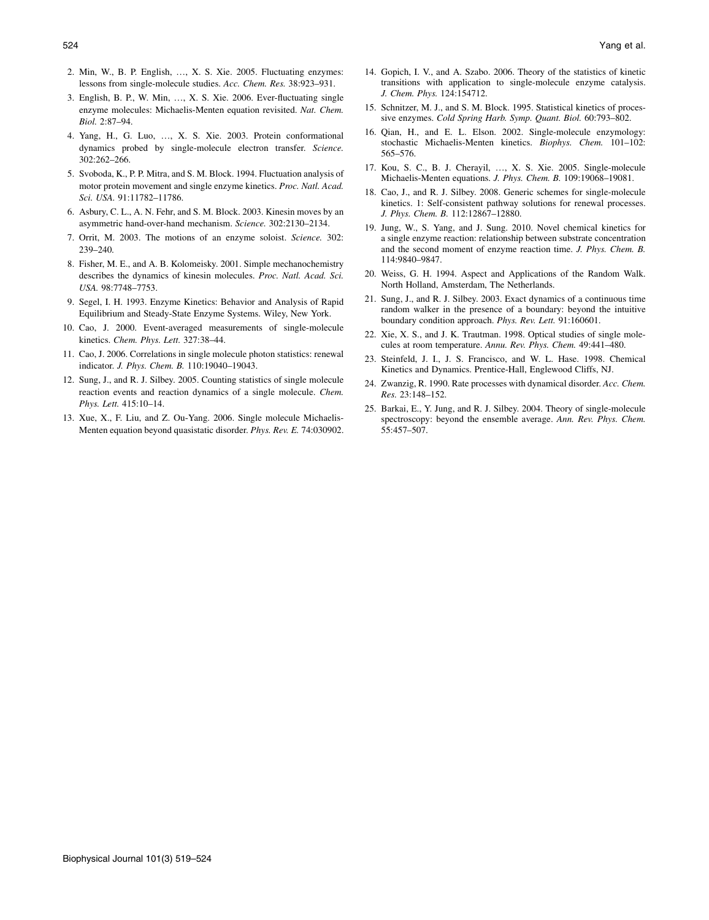2. Min, W., B. P. English, …, X. S. Xie. 2005. Fluctuating enzymes: lessons from single-molecule studies. *Acc. Chem. Res.* 38:923–931.
3. English, B. P., W. Min, …, X. S. Xie. 2006. Ever-fluctuating single enzyme molecules: Michaelis-Menten equation revisited. *Nat. Chem. Biol.* 2:87–94.
4. Yang, H., G. Luo, …, X. S. Xie. 2003. Protein conformational dynamics probed by single-molecule electron transfer. *Science.* 302:262–266.
5. Svoboda, K., P. P. Mitra, and S. M. Block. 1994. Fluctuation analysis of motor protein movement and single enzyme kinetics. *Proc. Natl. Acad. Sci. USA.* 91:11782–11786.
6. Asbury, C. L., A. N. Fehr, and S. M. Block. 2003. Kinesin moves by an asymmetric hand-over-hand mechanism. *Science.* 302:2130–2134.
7. Orrit, M. 2003. The motions of an enzyme soloist. *Science.* 302: 239–240.
8. Fisher, M. E., and A. B. Kolomeisky. 2001. Simple mechanochemistry describes the dynamics of kinesin molecules. *Proc. Natl. Acad. Sci. USA.* 98:7748–7753.
9. Segel, I. H. 1993. Enzyme Kinetics: Behavior and Analysis of Rapid Equilibrium and Steady-State Enzyme Systems. Wiley, New York.
10. Cao, J. 2000. Event-averaged measurements of single-molecule kinetics. *Chem. Phys. Lett.* 327:38–44.
11. Cao, J. 2006. Correlations in single molecule photon statistics: renewal indicator. *J. Phys. Chem. B.* 110:19040–19043.
12. Sung, J., and R. J. Silbey. 2005. Counting statistics of single molecule reaction events and reaction dynamics of a single molecule. *Chem. Phys. Lett.* 415:10–14.
13. Xue, X., F. Liu, and Z. Ou-Yang. 2006. Single molecule Michaelis-Menten equation beyond quasistatic disorder. *Phys. Rev. E.* 74:030902.
14. Gopich, I. V., and A. Szabo. 2006. Theory of the statistics of kinetic transitions with application to single-molecule enzyme catalysis. *J. Chem. Phys.* 124:154712.
15. Schnitzer, M. J., and S. M. Block. 1995. Statistical kinetics of processive enzymes. *Cold Spring Harb. Symp. Quant. Biol.* 60:793–802.
16. Qian, H., and E. L. Elson. 2002. Single-molecule enzymology: stochastic Michaelis-Menten kinetics. *Biophys. Chem.* 101–102: 565–576.
17. Kou, S. C., B. J. Cherayil, …, X. S. Xie. 2005. Single-molecule Michaelis-Menten equations. *J. Phys. Chem. B.* 109:19068–19081.
18. Cao, J., and R. J. Silbey. 2008. Generic schemes for single-molecule kinetics. 1: Self-consistent pathway solutions for renewal processes. *J. Phys. Chem. B.* 112:12867–12880.
19. Jung, W., S. Yang, and J. Sung. 2010. Novel chemical kinetics for a single enzyme reaction: relationship between substrate concentration and the second moment of enzyme reaction time. *J. Phys. Chem. B.* 114:9840–9847.
20. Weiss, G. H. 1994. Aspect and Applications of the Random Walk. North Holland, Amsterdam, The Netherlands.
21. Sung, J., and R. J. Silbey. 2003. Exact dynamics of a continuous time random walker in the presence of a boundary: beyond the intuitive boundary condition approach. *Phys. Rev. Lett.* 91:160601.
22. Xie, X. S., and J. K. Trautman. 1998. Optical studies of single molecules at room temperature. *Annu. Rev. Phys. Chem.* 49:441–480.
23. Steinfeld, J. I., J. S. Francisco, and W. L. Hase. 1998. Chemical Kinetics and Dynamics. Prentice-Hall, Englewood Cliffs, NJ.
24. Zwanzig, R. 1990. Rate processes with dynamical disorder. *Acc. Chem. Res.* 23:148–152.
25. Barkai, E., Y. Jung, and R. J. Silbey. 2004. Theory of single-molecule spectroscopy: beyond the ensemble average. *Ann. Rev. Phys. Chem.* 55:457–507.